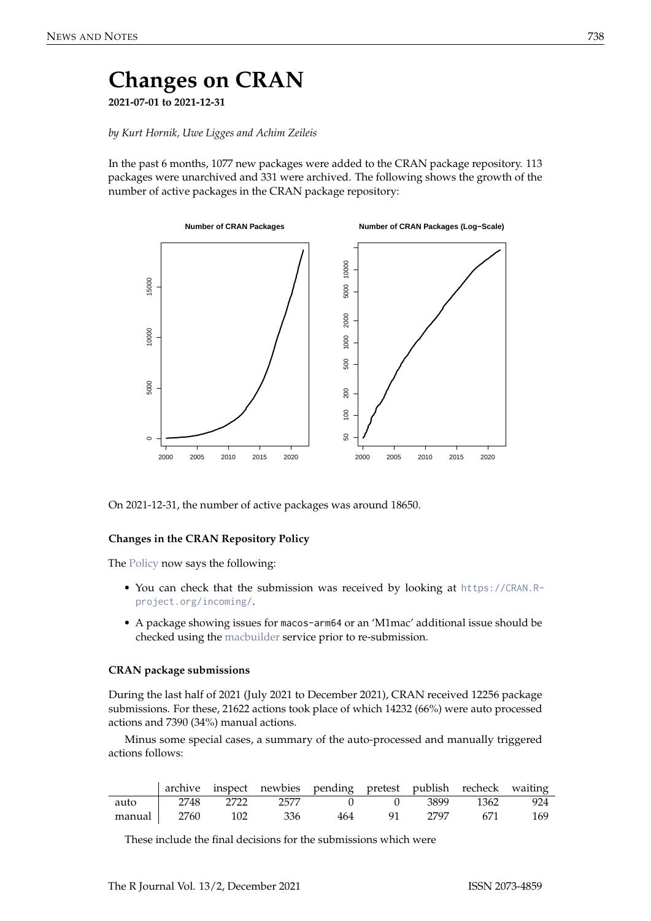# Changes on CRAN

**2021-07-01 to 2021-12-31**

*by Kurt Hornik, Uwe Ligges and Achim Zeileis*

In the past 6 months, 1077 new packages were added to the CRAN package repository. 113 packages were unarchived and 331 were archived. The following shows the growth of the number of active packages in the CRAN package repository:

On 2021-12-31, the number of active packages was around 18650.

### Changes in the CRAN Repository Policy

The Policy now says the following:

- You can check that the submission was received by looking at https://CRAN.R-project.org/incoming/.
- A package showing issues for macos-arm64 or an 'M1mac' additional issue should be checked using the macbuilder service prior to re-submission.

### CRAN package submissions

During the last half of 2021 (July 2021 to December 2021), CRAN received 12256 package submissions. For these, 21622 actions took place of which 14232 (66%) were auto processed actions and 7390 (34%) manual actions.

Minus some special cases, a summary of the auto-processed and manually triggered actions follows:

| | archive | inspect | newbies | pending | pretest | publish | recheck | waiting |
|---|---|---|---|---|---|---|---|---|
| auto | 2748 | 2722 | 2577 | 0 | 0 | 3899 | 1362 | 924 |
| manual | 2760 | 102 | 336 | 464 | 91 | 2797 | 671 | 169 |

These include the final decisions for the submissions which were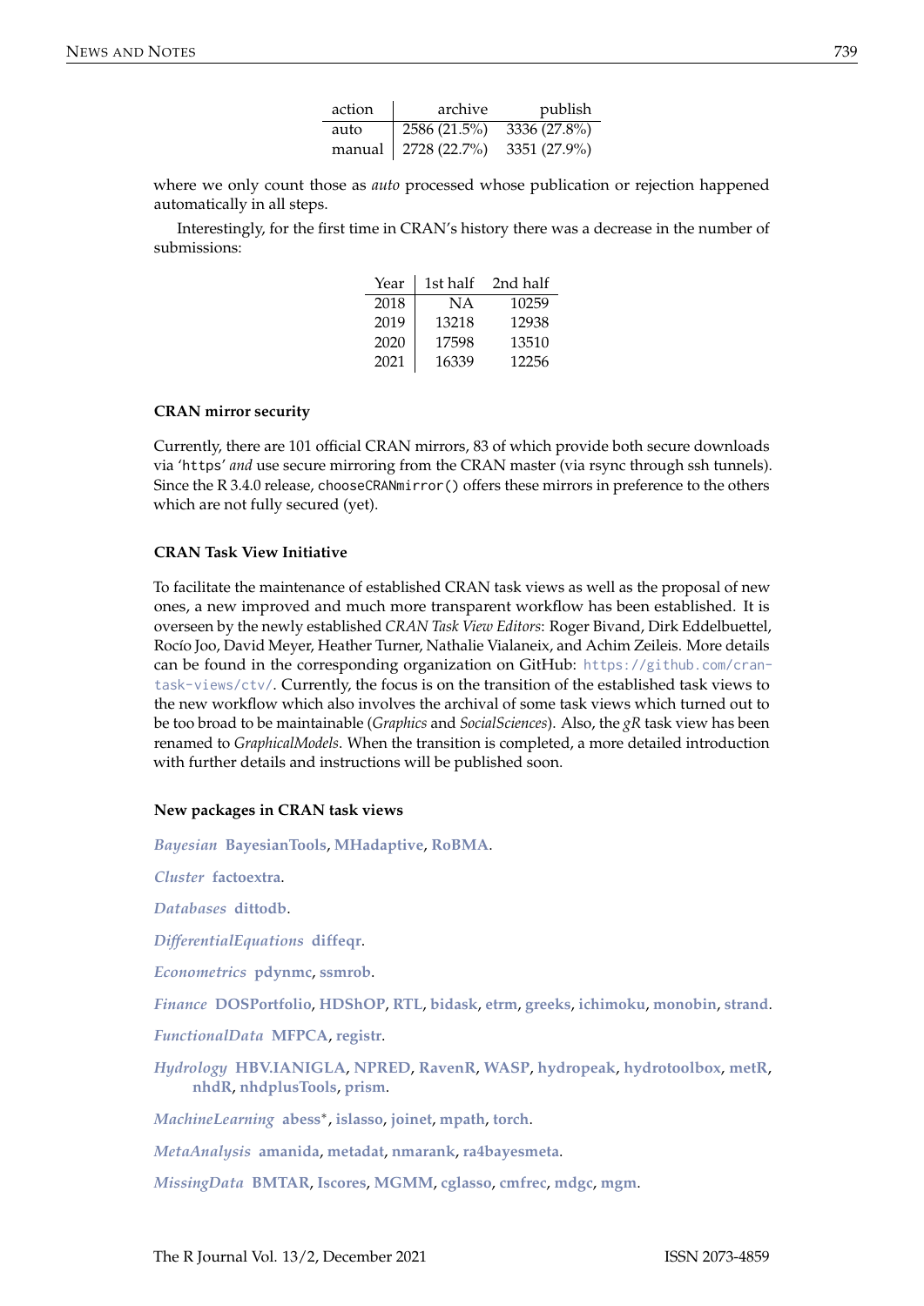| action | archive | publish |
|---|---|---|
| auto | 2586 (21.5%) | 3336 (27.8%) |
| manual | 2728 (22.7%) | 3351 (27.9%) |

where we only count those as *auto* processed whose publication or rejection happened automatically in all steps.

Interestingly, for the first time in CRAN's history there was a decrease in the number of submissions:

| Year | 1st half | 2nd half |
|---|---|---|
| 2018 | NA | 10259 |
| 2019 | 13218 | 12938 |
| 2020 | 17598 | 13510 |
| 2021 | 16339 | 12256 |

### CRAN mirror security

Currently, there are 101 official CRAN mirrors, 83 of which provide both secure downloads via '`https`' *and* use secure mirroring from the CRAN master (via rsync through ssh tunnels). Since the R 3.4.0 release, `chooseCRANmirror()` offers these mirrors in preference to the others which are not fully secured (yet).

### CRAN Task View Initiative

To facilitate the maintenance of established CRAN task views as well as the proposal of new ones, a new improved and much more transparent workflow has been established. It is overseen by the newly established *CRAN Task View Editors*: Roger Bivand, Dirk Eddelbuettel, Rocío Joo, David Meyer, Heather Turner, Nathalie Vialaneix, and Achim Zeileis. More details can be found in the corresponding organization on GitHub: https://github.com/cran-task-views/ctv/. Currently, the focus is on the transition of the established task views to the new workflow which also involves the archival of some task views which turned out to be too broad to be maintainable (*Graphics* and *SocialSciences*). Also, the *gR* task view has been renamed to *GraphicalModels*. When the transition is completed, a more detailed introduction with further details and instructions will be published soon.

### New packages in CRAN task views

*Bayesian* **BayesianTools**, **MHadaptive**, **RoBMA**.

*Cluster* **factoextra**.

*Databases* **dittodb**.

*DifferentialEquations* **diffeqr**.

*Econometrics* **pdynmc**, **ssmrob**.

*Finance* **DOSPortfolio**, **HDShOP**, **RTL**, **bidask**, **etrm**, **greeks**, **ichimoku**, **monobin**, **strand**.

*FunctionalData* **MFPCA**, **registr**.

*Hydrology* **HBV.IANIGLA**, **NPRED**, **RavenR**, **WASP**, **hydropeak**, **hydrotoolbox**, **metR**, **nhdR**, **nhdplusTools**, **prism**.

*MachineLearning* **abess***, **islasso**, **joinet**, **mpath**, **torch**.

*MetaAnalysis* **amanida**, **metadat**, **nmarank**, **ra4bayesmeta**.

*MissingData* **BMTAR**, **Iscores**, **MGMM**, **cglasso**, **cmfrec**, **mdgc**, **mgm**.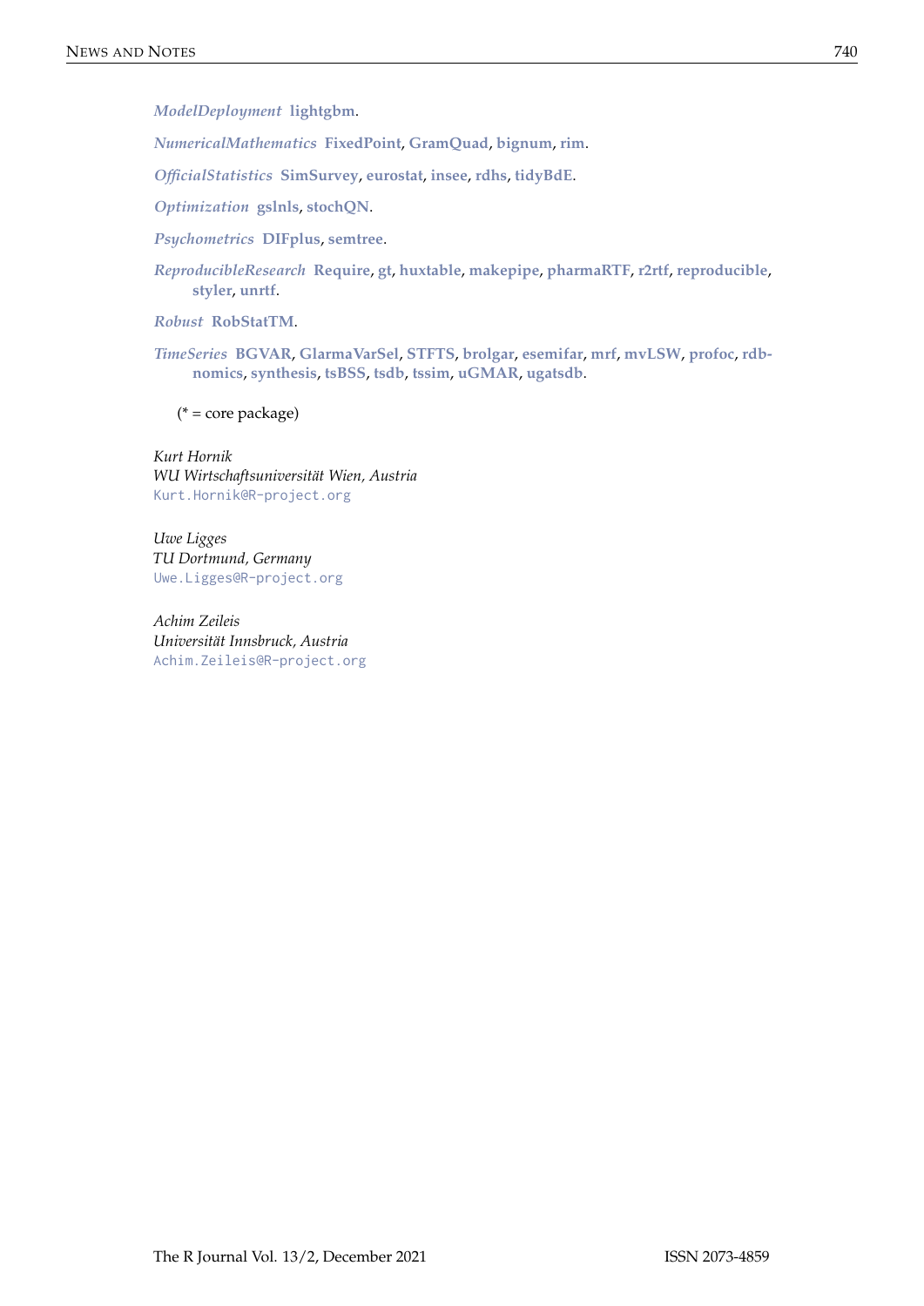*ModelDeployment* **lightgbm**.

*NumericalMathematics* **FixedPoint**, **GramQuad**, **bignum**, **rim**.

*OfficialStatistics* **SimSurvey**, **eurostat**, **insee**, **rdhs**, **tidyBdE**.

*Optimization* **gslnls**, **stochQN**.

*Psychometrics* **DIFplus**, **semtree**.

*ReproducibleResearch* **Require**, **gt**, **huxtable**, **makepipe**, **pharmaRTF**, **r2rtf**, **reproducible**, **styler**, **unrtf**.

*Robust* **RobStatTM**.

*TimeSeries* **BGVAR**, **GlarmaVarSel**, **STFTS**, **brolgar**, **esemifar**, **mrf**, **mvLSW**, **profoc**, **rdbnomics**, **synthesis**, **tsBSS**, **tsdb**, **tssim**, **uGMAR**, **ugatsdb**.

(* = core package)

*Kurt Hornik*
*WU Wirtschaftsuniversität Wien, Austria*
Kurt.Hornik@R-project.org

*Uwe Ligges*
*TU Dortmund, Germany*
Uwe.Ligges@R-project.org

*Achim Zeileis*
*Universität Innsbruck, Austria*
Achim.Zeileis@R-project.org